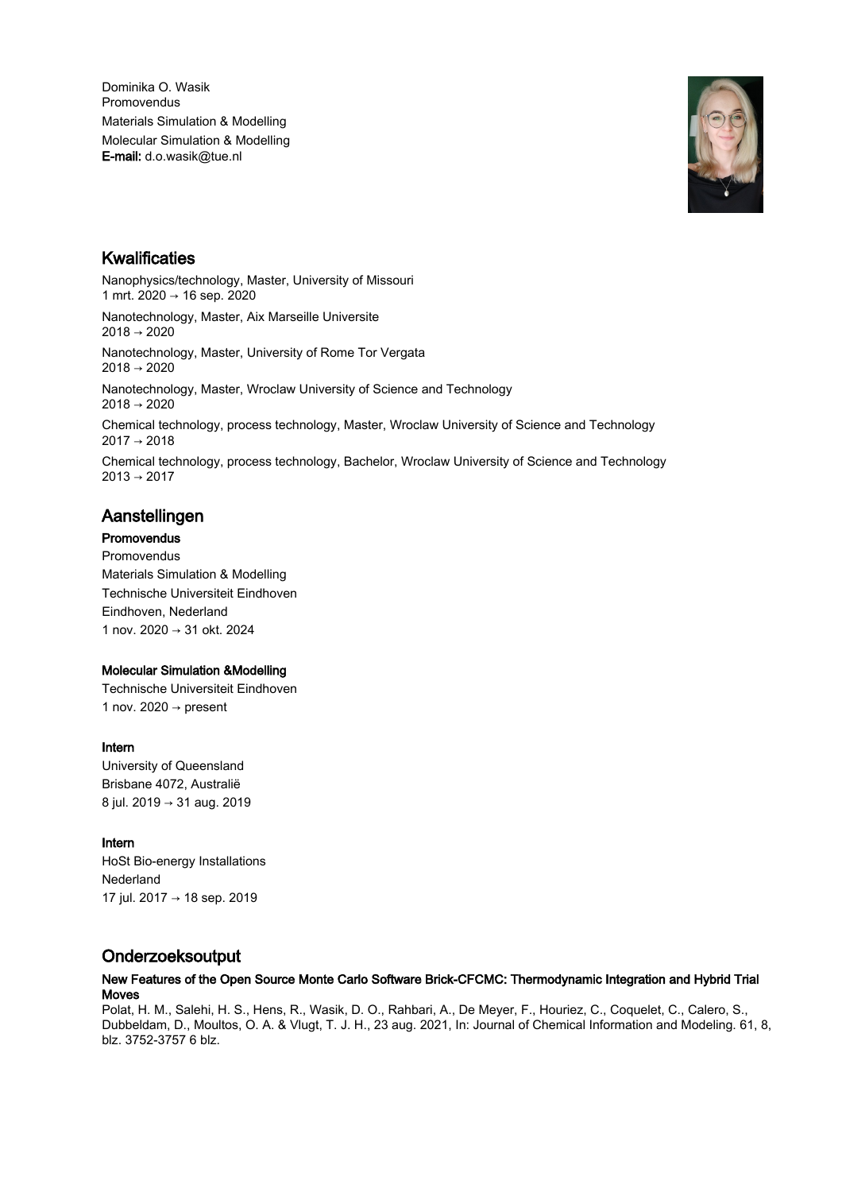Dominika O. Wasik
Promovendus
Materials Simulation & Modelling
Molecular Simulation & Modelling
**E-mail:** d.o.wasik@tue.nl

## Kwalificaties

Nanophysics/technology, Master, University of Missouri
1 mrt. 2020 → 16 sep. 2020

Nanotechnology, Master, Aix Marseille Universite
2018 → 2020

Nanotechnology, Master, University of Rome Tor Vergata
2018 → 2020

Nanotechnology, Master, Wroclaw University of Science and Technology
2018 → 2020

Chemical technology, process technology, Master, Wroclaw University of Science and Technology
2017 → 2018

Chemical technology, process technology, Bachelor, Wroclaw University of Science and Technology
2013 → 2017

## Aanstellingen

**Promovendus**
Promovendus
Materials Simulation & Modelling
Technische Universiteit Eindhoven
Eindhoven, Nederland
1 nov. 2020 → 31 okt. 2024

**Molecular Simulation &Modelling**
Technische Universiteit Eindhoven
1 nov. 2020 → present

**Intern**
University of Queensland
Brisbane 4072, Australië
8 jul. 2019 → 31 aug. 2019

**Intern**
HoSt Bio-energy Installations
Nederland
17 jul. 2017 → 18 sep. 2019

## Onderzoeksoutput

**New Features of the Open Source Monte Carlo Software Brick-CFCMC: Thermodynamic Integration and Hybrid Trial Moves**
Polat, H. M., Salehi, H. S., Hens, R., Wasik, D. O., Rahbari, A., De Meyer, F., Houriez, C., Coquelet, C., Calero, S., Dubbeldam, D., Moultos, O. A. & Vlugt, T. J. H., 23 aug. 2021, In: Journal of Chemical Information and Modeling. 61, 8, blz. 3752-3757 6 blz.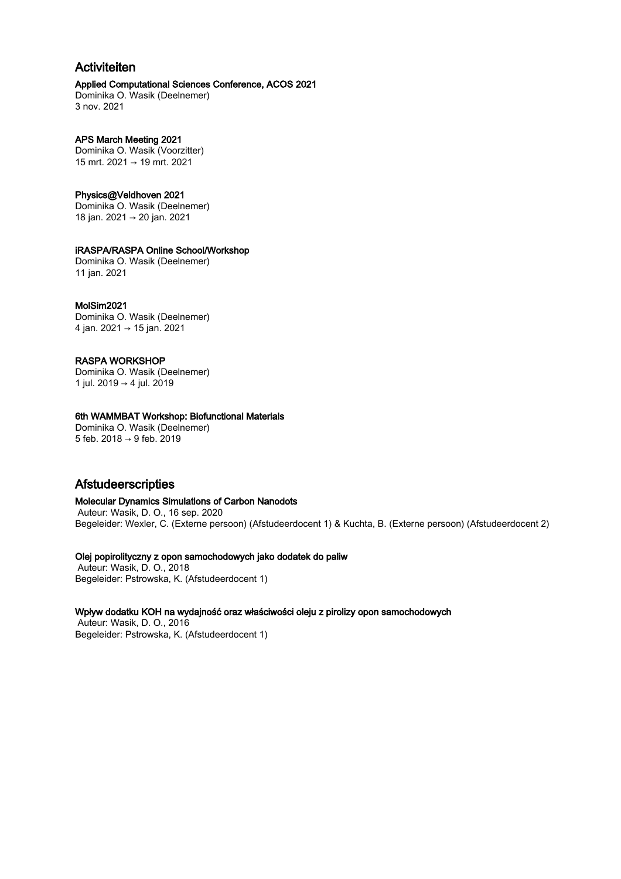## Activiteiten

**Applied Computational Sciences Conference, ACOS 2021**
Dominika O. Wasik (Deelnemer)
3 nov. 2021

**APS March Meeting 2021**
Dominika O. Wasik (Voorzitter)
15 mrt. 2021 → 19 mrt. 2021

**Physics@Veldhoven 2021**
Dominika O. Wasik (Deelnemer)
18 jan. 2021 → 20 jan. 2021

**iRASPA/RASPA Online School/Workshop**
Dominika O. Wasik (Deelnemer)
11 jan. 2021

**MolSim2021**
Dominika O. Wasik (Deelnemer)
4 jan. 2021 → 15 jan. 2021

**RASPA WORKSHOP**
Dominika O. Wasik (Deelnemer)
1 jul. 2019 → 4 jul. 2019

**6th WAMMBAT Workshop: Biofunctional Materials**
Dominika O. Wasik (Deelnemer)
5 feb. 2018 → 9 feb. 2019

## Afstudeerscripties

**Molecular Dynamics Simulations of Carbon Nanodots**
Auteur: Wasik, D. O., 16 sep. 2020
Begeleider: Wexler, C. (Externe persoon) (Afstudeerdocent 1) & Kuchta, B. (Externe persoon) (Afstudeerdocent 2)

**Olej popirolityczny z opon samochodowych jako dodatek do paliw**
Auteur: Wasik, D. O., 2018
Begeleider: Pstrowska, K. (Afstudeerdocent 1)

**Wpływ dodatku KOH na wydajność oraz właściwości oleju z pirolizy opon samochodowych**
Auteur: Wasik, D. O., 2016
Begeleider: Pstrowska, K. (Afstudeerdocent 1)